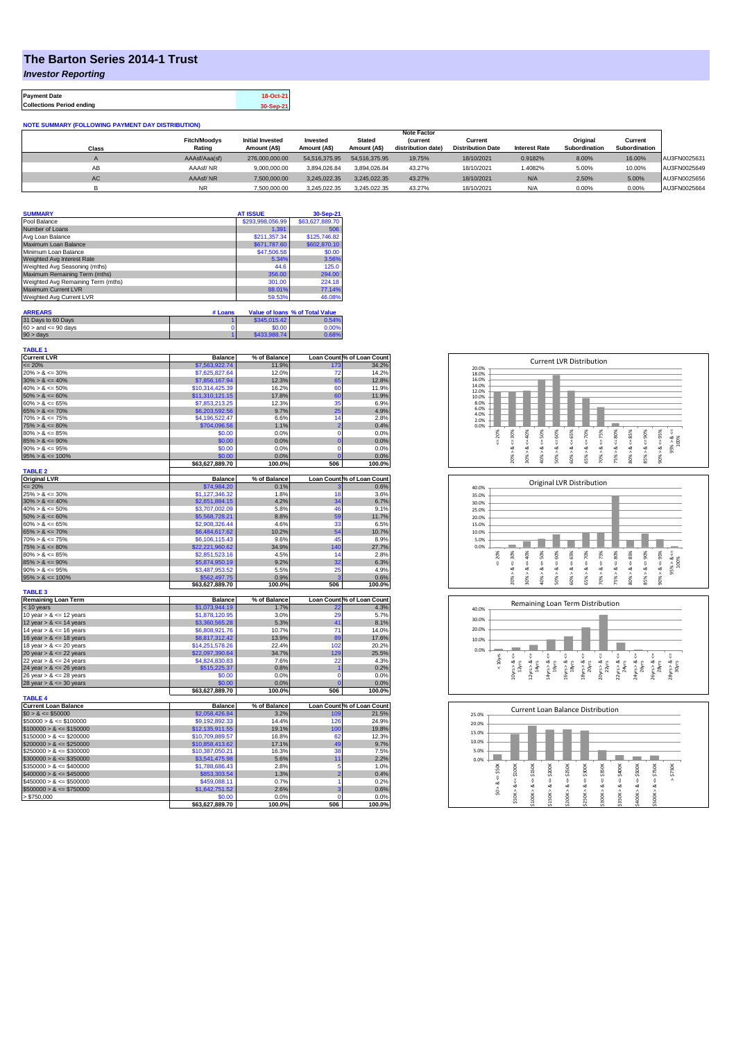# The Barton Series 2014-1 Trust

*Investor Reporting*

| Payment Date | 18-Oct-21 |
|---|---|
| Collections Period ending | 30-Sep-21 |

**NOTE SUMMARY (FOLLOWING PAYMENT DAY DISTRIBUTION)**

| Class | Fitch/Moodys Rating | Initial Invested Amount (A$) | Invested Amount (A$) | Stated Amount (A$) | Note Factor (current distribution date) | Current Distribution Date | Interest Rate | Original Subordination | Current Subordination | |
|---|---|---|---|---|---|---|---|---|---|---|
| A | AAAsf/Aaa(sf) | 276,000,000.00 | 54,516,375.95 | 54,516,375.95 | 19.75% | 18/10/2021 | 0.9182% | 8.00% | 16.00% | AU3FN0025631 |
| AB | AAAsf/ NR | 9,000,000.00 | 3,894,026.84 | 3,894,026.84 | 43.27% | 18/10/2021 | 1.4082% | 5.00% | 10.00% | AU3FN0025649 |
| AC | AAAsf/ NR | 7,500,000.00 | 3,245,022.35 | 3,245,022.35 | 43.27% | 18/10/2021 | N/A | 2.50% | 5.00% | AU3FN0025656 |
| B | NR | 7,500,000.00 | 3,245,022.35 | 3,245,022.35 | 43.27% | 18/10/2021 | N/A | 0.00% | 0.00% | AU3FN0025664 |

| SUMMARY | AT ISSUE | 30-Sep-21 |
|---|---|---|
| Pool Balance | $293,998,056.99 | $63,627,889.70 |
| Number of Loans | 1,391 | 506 |
| Avg Loan Balance | $211,357.34 | $125,746.82 |
| Maximum Loan Balance | $671,787.60 | $602,870.10 |
| Minimum Loan Balance | $47,506.58 | $0.00 |
| Weighted Avg Interest Rate | 5.34% | 3.56% |
| Weighted Avg Seasoning (mths) | 44.6 | 125.0 |
| Maximum Remaining Term (mths) | 356.00 | 294.00 |
| Weighted Avg Remaining Term (mths) | 301.00 | 224.18 |
| Maximum Current LVR | 88.01% | 77.14% |
| Weighted Avg Current LVR | 59.53% | 46.08% |

| ARREARS | # Loans | Value of loans | % of Total Value |
|---|---|---|---|
| 31 Days to 60 Days | 1 | $345,015.42 | 0.54% |
| 60 > and <= 90 days | 0 | $0.00 | 0.00% |
| 90 > days | 1 | $433,988.74 | 0.68% |

**TABLE 1**

| Current LVR | Balance | % of Balance | Loan Count | % of Loan Count |
|---|---|---|---|---|
| <= 20% | $7,563,922.74 | 11.9% | 173 | 34.2% |
| 20% > & <= 30% | $7,625,827.64 | 12.0% | 72 | 14.2% |
| 30% > & <= 40% | $7,856,167.94 | 12.3% | 65 | 12.8% |
| 40% > & <= 50% | $10,314,425.39 | 16.2% | 60 | 11.9% |
| 50% > & <= 60% | $11,310,121.15 | 17.8% | 60 | 11.9% |
| 60% > & <= 65% | $7,853,213.25 | 12.3% | 35 | 6.9% |
| 65% > & <= 70% | $6,203,592.56 | 9.7% | 25 | 4.9% |
| 70% > & <= 75% | $4,196,522.47 | 6.6% | 14 | 2.8% |
| 75% > & <= 80% | $704,096.56 | 1.1% | 2 | 0.4% |
| 80% > & <= 85% | $0.00 | 0.0% | 0 | 0.0% |
| 85% > & <= 90% | $0.00 | 0.0% | 0 | 0.0% |
| 90% > & <= 95% | $0.00 | 0.0% | 0 | 0.0% |
| 95% > & <= 100% | $0.00 | 0.0% | 0 | 0.0% |
| | $63,627,889.70 | 100.0% | 506 | 100.0% |

**TABLE 2**

| Original LVR | Balance | % of Balance | Loan Count | % of Loan Count |
|---|---|---|---|---|
| <= 20% | $74,984.20 | 0.1% | 3 | 0.6% |
| 25% > & <= 30% | $1,127,346.32 | 1.8% | 18 | 3.6% |
| 30% > & <= 40% | $2,651,884.15 | 4.2% | 34 | 6.7% |
| 40% > & <= 50% | $3,707,002.09 | 5.8% | 46 | 9.1% |
| 50% > & <= 60% | $5,568,728.21 | 8.8% | 59 | 11.7% |
| 60% > & <= 65% | $2,908,326.44 | 4.6% | 33 | 6.5% |
| 65% > & <= 70% | $6,484,617.62 | 10.2% | 54 | 10.7% |
| 70% > & <= 75% | $6,106,115.43 | 9.6% | 45 | 8.9% |
| 75% > & <= 80% | $22,221,960.62 | 34.9% | 140 | 27.7% |
| 80% > & <= 85% | $2,851,523.16 | 4.5% | 14 | 2.8% |
| 85% > & <= 90% | $5,874,950.19 | 9.2% | 32 | 6.3% |
| 90% > & <= 95% | $3,487,953.52 | 5.5% | 25 | 4.9% |
| 95% > & <= 100% | $562,497.75 | 0.9% | 3 | 0.6% |
| | $63,627,889.70 | 100.0% | 506 | 100.0% |

**TABLE 3**

| Remaining Loan Term | Balance | % of Balance | Loan Count | % of Loan Count |
|---|---|---|---|---|
| < 10 years | $1,073,944.19 | 1.7% | 22 | 4.3% |
| 10 year > & <= 12 years | $1,878,120.95 | 3.0% | 29 | 5.7% |
| 12 year > & <= 14 years | $3,360,565.28 | 5.3% | 41 | 8.1% |
| 14 year > & <= 16 years | $6,808,921.76 | 10.7% | 71 | 14.0% |
| 16 year > & <= 18 years | $8,817,312.42 | 13.9% | 89 | 17.6% |
| 18 year > & <= 20 years | $14,251,578.26 | 22.4% | 102 | 20.2% |
| 20 year > & <= 22 years | $22,097,390.64 | 34.7% | 129 | 25.5% |
| 22 year > & <= 24 years | $4,824,830.83 | 7.6% | 22 | 4.3% |
| 24 year > & <= 26 years | $515,225.37 | 0.8% | 1 | 0.2% |
| 26 year > & <= 28 years | $0.00 | 0.0% | 0 | 0.0% |
| 28 year > & <= 30 years | $0.00 | 0.0% | 0 | 0.0% |
| | $63,627,889.70 | 100.0% | 506 | 100.0% |

**TABLE 4**

| Current Loan Balance | Balance | % of Balance | Loan Count | % of Loan Count |
|---|---|---|---|---|
| $0 > & <= $50000 | $2,058,426.84 | 3.2% | 109 | 21.5% |
| $50000 > & <= $100000 | $9,192,892.33 | 14.4% | 126 | 24.9% |
| $100000 > & <= $150000 | $12,135,911.55 | 19.1% | 100 | 19.8% |
| $150000 > & <= $200000 | $10,709,889.57 | 16.8% | 62 | 12.3% |
| $200000 > & <= $250000 | $10,858,413.62 | 17.1% | 49 | 9.7% |
| $250000 > & <= $300000 | $10,387,050.21 | 16.3% | 38 | 7.5% |
| $300000 > & <= $350000 | $3,541,475.98 | 5.6% | 11 | 2.2% |
| $350000 > & <= $400000 | $1,788,686.43 | 2.8% | 5 | 1.0% |
| $400000 > & <= $450000 | $853,303.54 | 1.3% | 2 | 0.4% |
| $450000 > & <= $500000 | $459,088.11 | 0.7% | 1 | 0.2% |
| $500000 > & <= $750000 | $1,642,751.52 | 2.6% | 3 | 0.6% |
| > $750,000 | $0.00 | 0.0% | 0 | 0.0% |
| | $63,627,889.70 | 100.0% | 506 | 100.0% |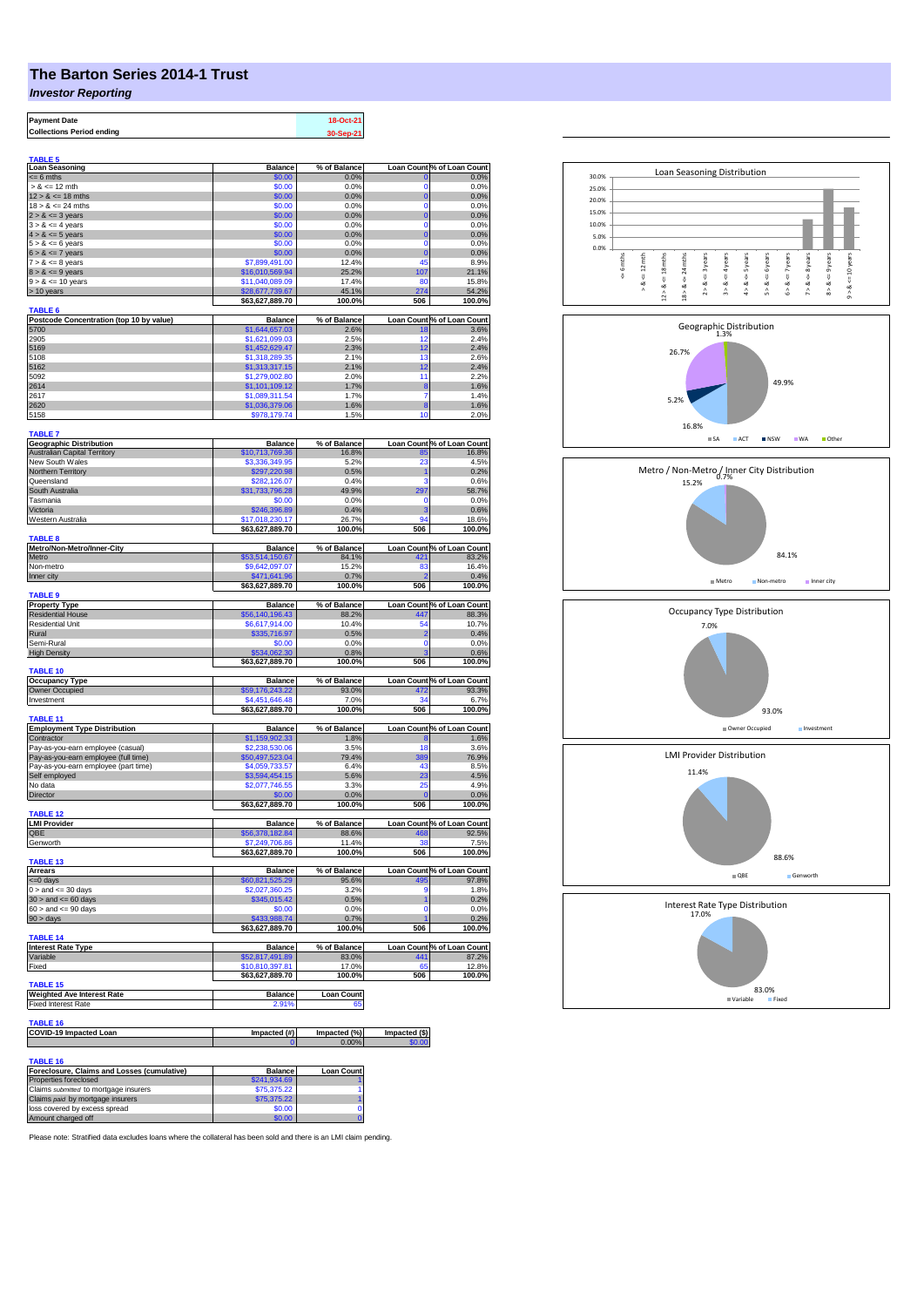# The Barton Series 2014-1 Trust

***Investor Reporting***

| | |
|---|---|
| **Payment Date** | 18-Oct-21 |
| **Collections Period ending** | 30-Sep-21 |

**TABLE 5**

| Loan Seasoning | Balance | % of Balance | Loan Count | % of Loan Count |
|---|---|---|---|---|
| <= 6 mths | $0.00 | 0.0% | 0 | 0.0% |
| > & <= 12 mth | $0.00 | 0.0% | 0 | 0.0% |
| 12 > & <= 18 mths | $0.00 | 0.0% | 0 | 0.0% |
| 18 > & <= 24 mths | $0.00 | 0.0% | 0 | 0.0% |
| 2 > & <= 3 years | $0.00 | 0.0% | 0 | 0.0% |
| 3 > & <= 4 years | $0.00 | 0.0% | 0 | 0.0% |
| 4 > & <= 5 years | $0.00 | 0.0% | 0 | 0.0% |
| 5 > & <= 6 years | $0.00 | 0.0% | 0 | 0.0% |
| 6 > & <= 7 years | $0.00 | 0.0% | 0 | 0.0% |
| 7 > & <= 8 years | $7,899,491.00 | 12.4% | 45 | 8.9% |
| 8 > & <= 9 years | $16,010,569.94 | 25.2% | 107 | 21.1% |
| 9 > & <= 10 years | $11,040,089.09 | 17.4% | 80 | 15.8% |
| > 10 years | $28,677,739.67 | 45.1% | 274 | 54.2% |
| | $63,627,889.70 | 100.0% | 506 | 100.0% |

**TABLE 6**

| Postcode Concentration (top 10 by value) | Balance | % of Balance | Loan Count | % of Loan Count |
|---|---|---|---|---|
| 5700 | $1,644,657.03 | 2.6% | 18 | 3.6% |
| 2905 | $1,621,099.03 | 2.5% | 12 | 2.4% |
| 5169 | $1,452,629.47 | 2.3% | 12 | 2.4% |
| 5108 | $1,318,289.35 | 2.1% | 13 | 2.6% |
| 5162 | $1,313,317.15 | 2.1% | 12 | 2.4% |
| 5092 | $1,279,002.80 | 2.0% | 11 | 2.2% |
| 2614 | $1,101,109.12 | 1.7% | 8 | 1.6% |
| 2617 | $1,089,311.54 | 1.7% | 7 | 1.4% |
| 2620 | $1,036,379.06 | 1.6% | 8 | 1.6% |
| 5158 | $978,179.74 | 1.5% | 10 | 2.0% |

**TABLE 7**

| Geographic Distribution | Balance | % of Balance | Loan Count | % of Loan Count |
|---|---|---|---|---|
| Australian Capital Territory | $10,713,769.36 | 16.8% | 85 | 16.8% |
| New South Wales | $3,336,349.95 | 5.2% | 23 | 4.5% |
| Northern Territory | $297,220.98 | 0.5% | 1 | 0.2% |
| Queensland | $282,126.07 | 0.4% | 3 | 0.6% |
| South Australia | $31,733,796.28 | 49.9% | 297 | 58.7% |
| Tasmania | $0.00 | 0.0% | 0 | 0.0% |
| Victoria | $246,396.89 | 0.4% | 3 | 0.6% |
| Western Australia | $17,018,230.17 | 26.7% | 94 | 18.6% |
| | $63,627,889.70 | 100.0% | 506 | 100.0% |

**TABLE 8**

| Metro/Non-Metro/Inner-City | Balance | % of Balance | Loan Count | % of Loan Count |
|---|---|---|---|---|
| Metro | $53,514,150.67 | 84.1% | 421 | 83.2% |
| Non-metro | $9,642,097.07 | 15.2% | 83 | 16.4% |
| Inner city | $471,641.96 | 0.7% | 2 | 0.4% |
| | $63,627,889.70 | 100.0% | 506 | 100.0% |

**TABLE 9**

| Property Type | Balance | % of Balance | Loan Count | % of Loan Count |
|---|---|---|---|---|
| Residential House | $56,140,196.43 | 88.2% | 447 | 88.3% |
| Residential Unit | $6,617,914.00 | 10.4% | 54 | 10.7% |
| Rural | $335,716.97 | 0.5% | 2 | 0.4% |
| Semi-Rural | $0.00 | 0.0% | 0 | 0.0% |
| High Density | $534,062.30 | 0.8% | 3 | 0.6% |
| | $63,627,889.70 | 100.0% | 506 | 100.0% |

**TABLE 10**

| Occupancy Type | Balance | % of Balance | Loan Count | % of Loan Count |
|---|---|---|---|---|
| Owner Occupied | $59,176,243.22 | 93.0% | 472 | 93.3% |
| Investment | $4,451,646.48 | 7.0% | 34 | 6.7% |
| | $63,627,889.70 | 100.0% | 506 | 100.0% |

**TABLE 11**

| Employment Type Distribution | Balance | % of Balance | Loan Count | % of Loan Count |
|---|---|---|---|---|
| Contractor | $1,159,902.33 | 1.8% | 8 | 1.6% |
| Pay-as-you-earn employee (casual) | $2,238,530.06 | 3.5% | 18 | 3.6% |
| Pay-as-you-earn employee (full time) | $50,497,523.04 | 79.4% | 389 | 76.9% |
| Pay-as-you-earn employee (part time) | $4,059,733.57 | 6.4% | 43 | 8.5% |
| Self employed | $3,594,454.15 | 5.6% | 23 | 4.5% |
| No data | $2,077,746.55 | 3.3% | 25 | 4.9% |
| Director | $0.00 | 0.0% | 0 | 0.0% |
| | $63,627,889.70 | 100.0% | 506 | 100.0% |

**TABLE 12**

| LMI Provider | Balance | % of Balance | Loan Count | % of Loan Count |
|---|---|---|---|---|
| QBE | $56,378,182.84 | 88.6% | 468 | 92.5% |
| Genworth | $7,249,706.86 | 11.4% | 38 | 7.5% |
| | $63,627,889.70 | 100.0% | 506 | 100.0% |

**TABLE 13**

| Arrears | Balance | % of Balance | Loan Count | % of Loan Count |
|---|---|---|---|---|
| <=0 days | $60,821,525.29 | 95.6% | 495 | 97.8% |
| 0 > and <= 30 days | $2,027,360.25 | 3.2% | 9 | 1.8% |
| 30 > and <= 60 days | $345,015.42 | 0.5% | 1 | 0.2% |
| 60 > and <= 90 days | $0.00 | 0.0% | 0 | 0.0% |
| 90 > days | $433,988.74 | 0.7% | 1 | 0.2% |
| | $63,627,889.70 | 100.0% | 506 | 100.0% |

**TABLE 14**

| Interest Rate Type | Balance | % of Balance | Loan Count | % of Loan Count |
|---|---|---|---|---|
| Variable | $52,817,491.89 | 83.0% | 441 | 87.2% |
| Fixed | $10,810,397.81 | 17.0% | 65 | 12.8% |
| | $63,627,889.70 | 100.0% | 506 | 100.0% |

**TABLE 15**

| Weighted Ave Interest Rate | Balance | Loan Count |
|---|---|---|
| Fixed Interest Rate | 2.91% | 65 |

**TABLE 16**

| COVID-19 Impacted Loan | Impacted (#) | Impacted (%) | Impacted ($) |
|---|---|---|---|
| | 0 | 0.00% | $0.00 |

**TABLE 16**

| Foreclosure, Claims and Losses (cumulative) | Balance | Loan Count |
|---|---|---|
| Properties foreclosed | $241,934.69 | 1 |
| Claims *submitted* to mortgage insurers | $75,375.22 | 1 |
| Claims *paid* by mortgage insurers | $75,375.22 | 1 |
| loss covered by excess spread | $0.00 | 0 |
| Amount charged off | $0.00 | 0 |

Please note: Stratified data excludes loans where the collateral has been sold and there is an LMI claim pending.

Loan Seasoning Distribution
30.0%
25.0%
20.0%
15.0%
10.0%
5.0%
0.0%
<= 6 mths
> & <= 12 mth
12 > & <= 18 mths
18 > & <= 24 mths
2 > & <= 3 years
3 > & <= 4 years
4 > & <= 5 years
5 > & <= 6 years
6 > & <= 7 years
7 > & <= 8 years
8 > & <= 9 years
9 > & <= 10 years

Geographic Distribution
1.3%
26.7%
5.2%
16.8%
49.9%
SA ACT NSW WA Other

Metro / Non-Metro / Inner City Distribution
0.7%
15.2%
84.1%
Metro Non-metro Inner city

Occupancy Type Distribution
7.0%
93.0%
Owner Occupied Investment

LMI Provider Distribution
11.4%
88.6%
QBE Genworth

Interest Rate Type Distribution
17.0%
83.0%
Variable Fixed